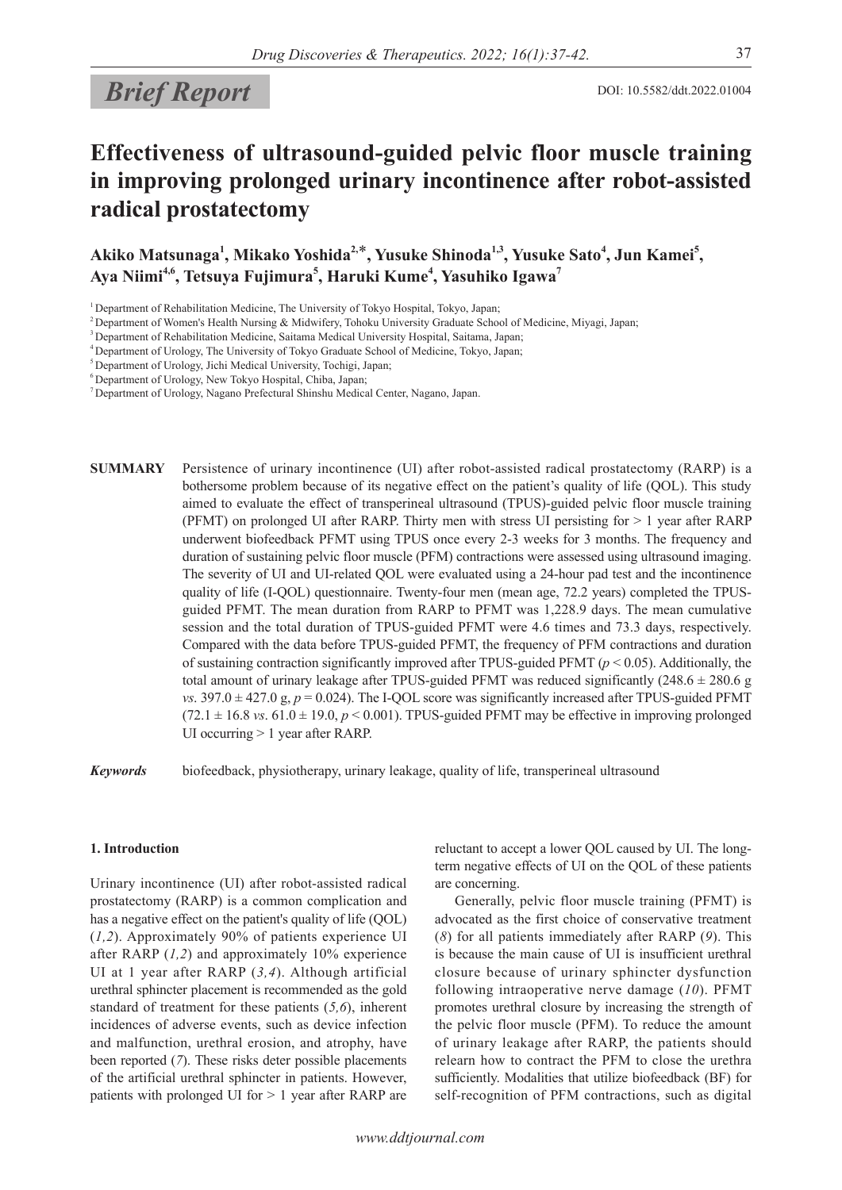**Brief Report**

DOI: 10.5582/ddt.2022.01004

# Effectiveness of ultrasound-guided pelvic floor muscle training in improving prolonged urinary incontinence after robot-assisted radical prostatectomy

**Akiko Matsunaga[1], Mikako Yoshida[2,*], Yusuke Shinoda[1,3], Yusuke Sato[4], Jun Kamei[5], Aya Niimi[4,6], Tetsuya Fujimura[5], Haruki Kume[4], Yasuhiko Igawa[7]**

[1] Department of Rehabilitation Medicine, The University of Tokyo Hospital, Tokyo, Japan;
[2] Department of Women's Health Nursing & Midwifery, Tohoku University Graduate School of Medicine, Miyagi, Japan;
[3] Department of Rehabilitation Medicine, Saitama Medical University Hospital, Saitama, Japan;
[4] Department of Urology, The University of Tokyo Graduate School of Medicine, Tokyo, Japan;
[5] Department of Urology, Jichi Medical University, Tochigi, Japan;
[6] Department of Urology, New Tokyo Hospital, Chiba, Japan;
[7] Department of Urology, Nagano Prefectural Shinshu Medical Center, Nagano, Japan.

**SUMMARY** Persistence of urinary incontinence (UI) after robot-assisted radical prostatectomy (RARP) is a bothersome problem because of its negative effect on the patient's quality of life (QOL). This study aimed to evaluate the effect of transperineal ultrasound (TPUS)-guided pelvic floor muscle training (PFMT) on prolonged UI after RARP. Thirty men with stress UI persisting for > 1 year after RARP underwent biofeedback PFMT using TPUS once every 2-3 weeks for 3 months. The frequency and duration of sustaining pelvic floor muscle (PFM) contractions were assessed using ultrasound imaging. The severity of UI and UI-related QOL were evaluated using a 24-hour pad test and the incontinence quality of life (I-QOL) questionnaire. Twenty-four men (mean age, 72.2 years) completed the TPUS-guided PFMT. The mean duration from RARP to PFMT was 1,228.9 days. The mean cumulative session and the total duration of TPUS-guided PFMT were 4.6 times and 73.3 days, respectively. Compared with the data before TPUS-guided PFMT, the frequency of PFM contractions and duration of sustaining contraction significantly improved after TPUS-guided PFMT ($p < 0.05$). Additionally, the total amount of urinary leakage after TPUS-guided PFMT was reduced significantly (248.6 ± 280.6 g *vs*. 397.0 ± 427.0 g, $p = 0.024$). The I-QOL score was significantly increased after TPUS-guided PFMT (72.1 ± 16.8 *vs*. 61.0 ± 19.0, $p < 0.001$). TPUS-guided PFMT may be effective in improving prolonged UI occurring > 1 year after RARP.

***Keywords*** biofeedback, physiotherapy, urinary leakage, quality of life, transperineal ultrasound

## 1. Introduction

Urinary incontinence (UI) after robot-assisted radical prostatectomy (RARP) is a common complication and has a negative effect on the patient's quality of life (QOL) (*1,2*). Approximately 90% of patients experience UI after RARP (*1,2*) and approximately 10% experience UI at 1 year after RARP (*3,4*). Although artificial urethral sphincter placement is recommended as the gold standard of treatment for these patients (*5,6*), inherent incidences of adverse events, such as device infection and malfunction, urethral erosion, and atrophy, have been reported (*7*). These risks deter possible placements of the artificial urethral sphincter in patients. However, patients with prolonged UI for > 1 year after RARP are reluctant to accept a lower QOL caused by UI. The long-term negative effects of UI on the QOL of these patients are concerning.

Generally, pelvic floor muscle training (PFMT) is advocated as the first choice of conservative treatment (*8*) for all patients immediately after RARP (*9*). This is because the main cause of UI is insufficient urethral closure because of urinary sphincter dysfunction following intraoperative nerve damage (*10*). PFMT promotes urethral closure by increasing the strength of the pelvic floor muscle (PFM). To reduce the amount of urinary leakage after RARP, the patients should relearn how to contract the PFM to close the urethra sufficiently. Modalities that utilize biofeedback (BF) for self-recognition of PFM contractions, such as digital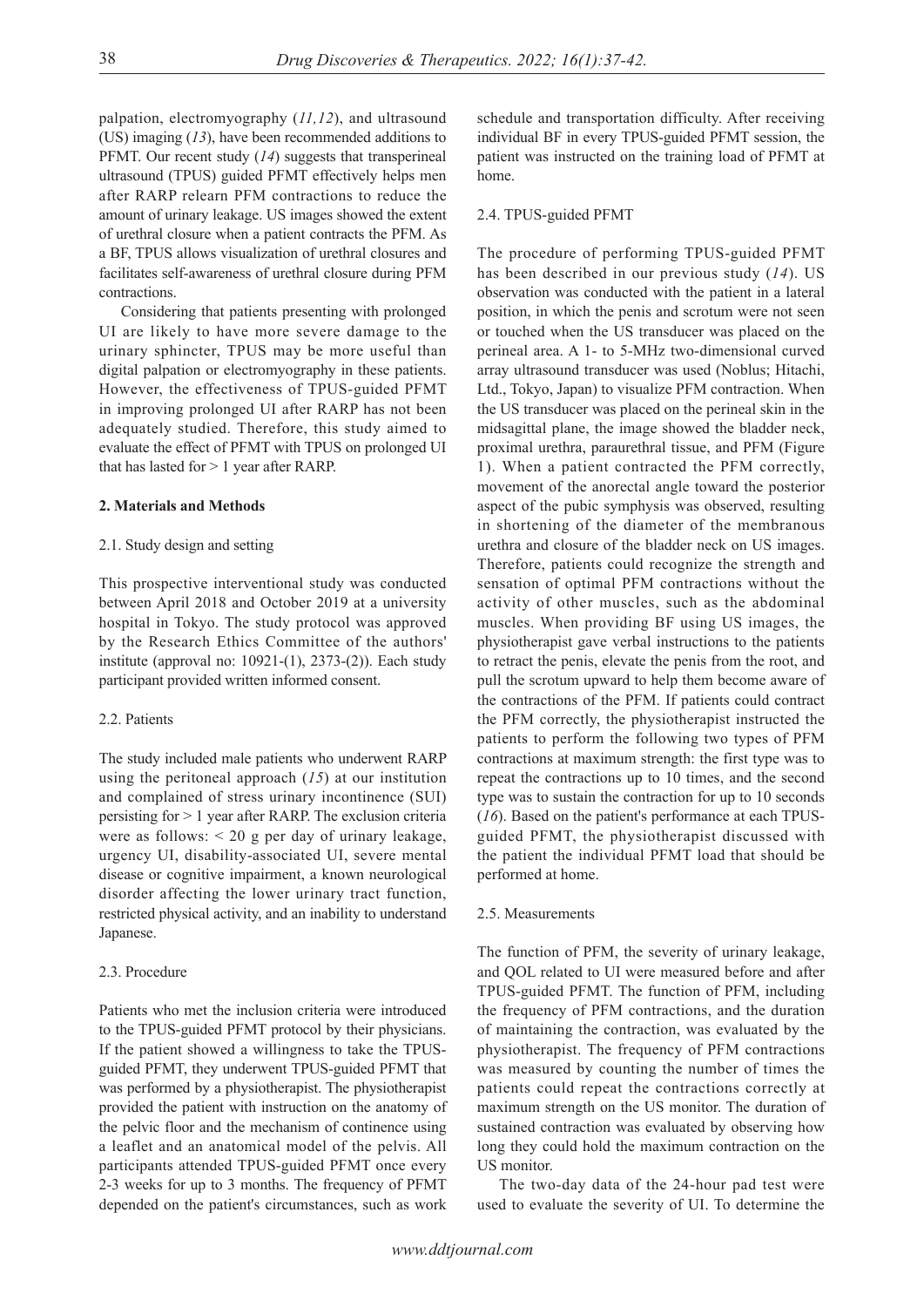palpation, electromyography (*11,12*), and ultrasound (US) imaging (*13*), have been recommended additions to PFMT. Our recent study (*14*) suggests that transperineal ultrasound (TPUS) guided PFMT effectively helps men after RARP relearn PFM contractions to reduce the amount of urinary leakage. US images showed the extent of urethral closure when a patient contracts the PFM. As a BF, TPUS allows visualization of urethral closures and facilitates self-awareness of urethral closure during PFM contractions.

Considering that patients presenting with prolonged UI are likely to have more severe damage to the urinary sphincter, TPUS may be more useful than digital palpation or electromyography in these patients. However, the effectiveness of TPUS-guided PFMT in improving prolonged UI after RARP has not been adequately studied. Therefore, this study aimed to evaluate the effect of PFMT with TPUS on prolonged UI that has lasted for > 1 year after RARP.

## 2. Materials and Methods

### 2.1. Study design and setting

This prospective interventional study was conducted between April 2018 and October 2019 at a university hospital in Tokyo. The study protocol was approved by the Research Ethics Committee of the authors' institute (approval no: 10921-(1), 2373-(2)). Each study participant provided written informed consent.

### 2.2. Patients

The study included male patients who underwent RARP using the peritoneal approach (*15*) at our institution and complained of stress urinary incontinence (SUI) persisting for > 1 year after RARP. The exclusion criteria were as follows: < 20 g per day of urinary leakage, urgency UI, disability-associated UI, severe mental disease or cognitive impairment, a known neurological disorder affecting the lower urinary tract function, restricted physical activity, and an inability to understand Japanese.

### 2.3. Procedure

Patients who met the inclusion criteria were introduced to the TPUS-guided PFMT protocol by their physicians. If the patient showed a willingness to take the TPUS-guided PFMT, they underwent TPUS-guided PFMT that was performed by a physiotherapist. The physiotherapist provided the patient with instruction on the anatomy of the pelvic floor and the mechanism of continence using a leaflet and an anatomical model of the pelvis. All participants attended TPUS-guided PFMT once every 2-3 weeks for up to 3 months. The frequency of PFMT depended on the patient's circumstances, such as work schedule and transportation difficulty. After receiving individual BF in every TPUS-guided PFMT session, the patient was instructed on the training load of PFMT at home.

### 2.4. TPUS-guided PFMT

The procedure of performing TPUS-guided PFMT has been described in our previous study (*14*). US observation was conducted with the patient in a lateral position, in which the penis and scrotum were not seen or touched when the US transducer was placed on the perineal area. A 1- to 5-MHz two-dimensional curved array ultrasound transducer was used (Noblus; Hitachi, Ltd., Tokyo, Japan) to visualize PFM contraction. When the US transducer was placed on the perineal skin in the midsagittal plane, the image showed the bladder neck, proximal urethra, paraurethral tissue, and PFM (Figure 1). When a patient contracted the PFM correctly, movement of the anorectal angle toward the posterior aspect of the pubic symphysis was observed, resulting in shortening of the diameter of the membranous urethra and closure of the bladder neck on US images. Therefore, patients could recognize the strength and sensation of optimal PFM contractions without the activity of other muscles, such as the abdominal muscles. When providing BF using US images, the physiotherapist gave verbal instructions to the patients to retract the penis, elevate the penis from the root, and pull the scrotum upward to help them become aware of the contractions of the PFM. If patients could contract the PFM correctly, the physiotherapist instructed the patients to perform the following two types of PFM contractions at maximum strength: the first type was to repeat the contractions up to 10 times, and the second type was to sustain the contraction for up to 10 seconds (*16*). Based on the patient's performance at each TPUS-guided PFMT, the physiotherapist discussed with the patient the individual PFMT load that should be performed at home.

### 2.5. Measurements

The function of PFM, the severity of urinary leakage, and QOL related to UI were measured before and after TPUS-guided PFMT. The function of PFM, including the frequency of PFM contractions, and the duration of maintaining the contraction, was evaluated by the physiotherapist. The frequency of PFM contractions was measured by counting the number of times the patients could repeat the contractions correctly at maximum strength on the US monitor. The duration of sustained contraction was evaluated by observing how long they could hold the maximum contraction on the US monitor.

The two-day data of the 24-hour pad test were used to evaluate the severity of UI. To determine the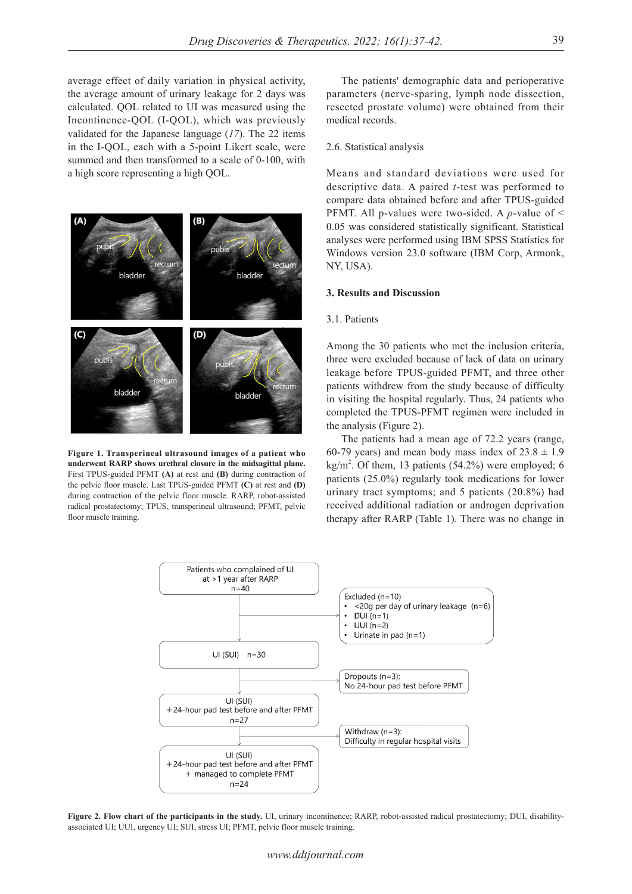average effect of daily variation in physical activity, the average amount of urinary leakage for 2 days was calculated. QOL related to UI was measured using the Incontinence-QOL (I-QOL), which was previously validated for the Japanese language (*17*). The 22 items in the I-QOL, each with a 5-point Likert scale, were summed and then transformed to a scale of 0-100, with a high score representing a high QOL.

**Figure 1. Transperineal ultrasound images of a patient who underwent RARP shows urethral closure in the midsagittal plane.** First TPUS-guided PFMT **(A)** at rest and **(B)** during contraction of the pelvic floor muscle. Last TPUS-guided PFMT **(C)** at rest and **(D)** during contraction of the pelvic floor muscle. RARP, robot-assisted radical prostatectomy; TPUS, transperineal ultrasound; PFMT, pelvic floor muscle training.

The patients' demographic data and perioperative parameters (nerve-sparing, lymph node dissection, resected prostate volume) were obtained from their medical records.

2.6. Statistical analysis

Means and standard deviations were used for descriptive data. A paired *t*-test was performed to compare data obtained before and after TPUS-guided PFMT. All p-values were two-sided. A *p*-value of $< 0.05$ was considered statistically significant. Statistical analyses were performed using IBM SPSS Statistics for Windows version 23.0 software (IBM Corp, Armonk, NY, USA).

## 3. Results and Discussion

3.1. Patients

Among the 30 patients who met the inclusion criteria, three were excluded because of lack of data on urinary leakage before TPUS-guided PFMT, and three other patients withdrew from the study because of difficulty in visiting the hospital regularly. Thus, 24 patients who completed the TPUS-PFMT regimen were included in the analysis (Figure 2).

The patients had a mean age of 72.2 years (range, 60-79 years) and mean body mass index of $23.8 \pm 1.9$ kg/m$^2$. Of them, 13 patients (54.2%) were employed; 6 patients (25.0%) regularly took medications for lower urinary tract symptoms; and 5 patients (20.8%) had received additional radiation or androgen deprivation therapy after RARP (Table 1). There was no change in

Patients who complained of UI
at >1 year after RARP
n=40

Excluded (n=10)
- <20g per day of urinary leakage (n=6)
- DUI (n=1)
- UUI (n=2)
- Urinate in pad (n=1)

UI (SUI) n=30

Dropouts (n=3):
No 24-hour pad test before PFMT

UI (SUI)
+24-hour pad test before and after PFMT
n=27

Withdraw (n=3):
Difficulty in regular hospital visits

UI (SUI)
+24-hour pad test before and after PFMT
+ managed to complete PFMT
n=24

**Figure 2. Flow chart of the participants in the study.** UI, urinary incontinence; RARP, robot-assisted radical prostatectomy; DUI, disability-associated UI; UUI, urgency UI; SUI, stress UI; PFMT, pelvic floor muscle training.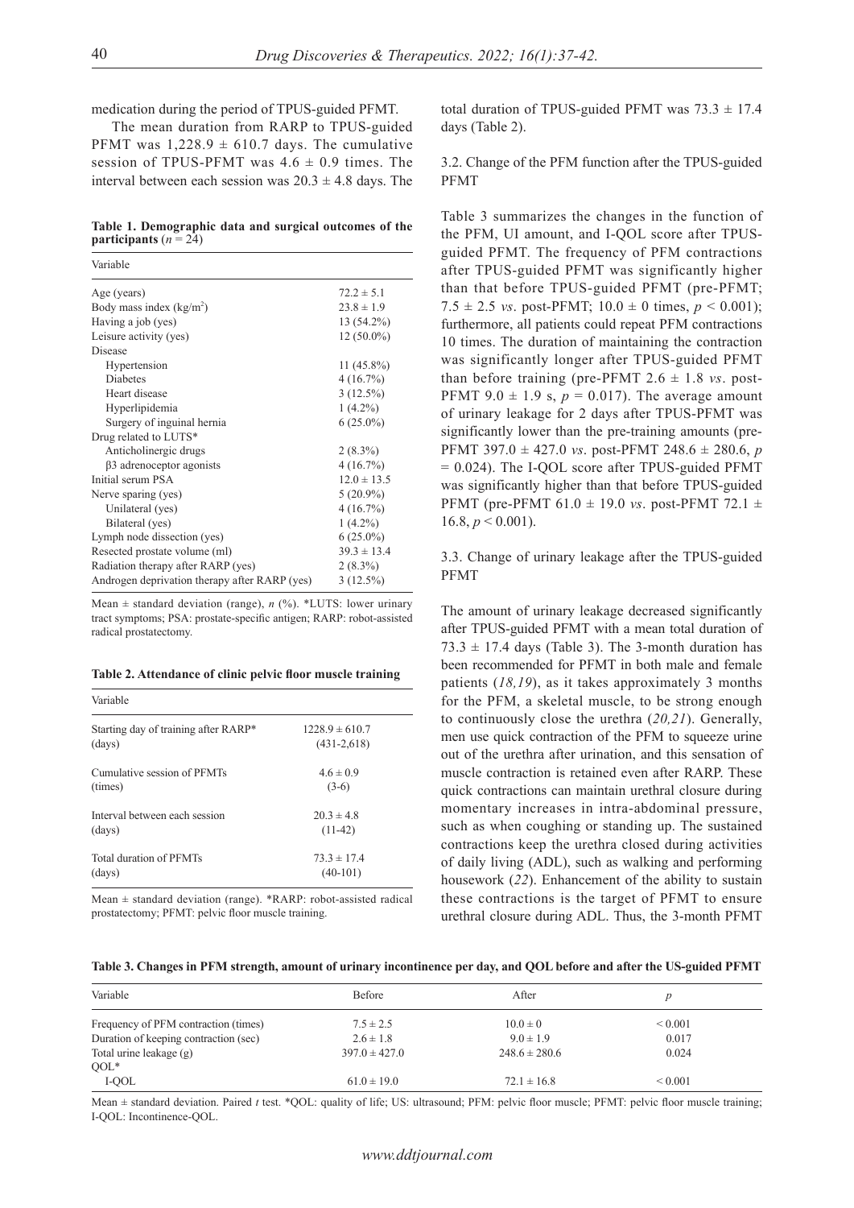medication during the period of TPUS-guided PFMT.

The mean duration from RARP to TPUS-guided PFMT was 1,228.9 ± 610.7 days. The cumulative session of TPUS-PFMT was 4.6 ± 0.9 times. The interval between each session was 20.3 ± 4.8 days. The total duration of TPUS-guided PFMT was 73.3 ± 17.4 days (Table 2).

**Table 1. Demographic data and surgical outcomes of the participants ($n = 24$)**

| Variable | |
|---|---|
| Age (years) | 72.2 ± 5.1 |
| Body mass index (kg/m$^2$) | 23.8 ± 1.9 |
| Having a job (yes) | 13 (54.2%) |
| Leisure activity (yes) | 12 (50.0%) |
| Disease | |
| Hypertension | 11 (45.8%) |
| Diabetes | 4 (16.7%) |
| Heart disease | 3 (12.5%) |
| Hyperlipidemia | 1 (4.2%) |
| Surgery of inguinal hernia | 6 (25.0%) |
| Drug related to LUTS* | |
| Anticholinergic drugs | 2 (8.3%) |
| β3 adrenoceptor agonists | 4 (16.7%) |
| Initial serum PSA | 12.0 ± 13.5 |
| Nerve sparing (yes) | 5 (20.9%) |
| Unilateral (yes) | 4 (16.7%) |
| Bilateral (yes) | 1 (4.2%) |
| Lymph node dissection (yes) | 6 (25.0%) |
| Resected prostate volume (ml) | 39.3 ± 13.4 |
| Radiation therapy after RARP (yes) | 2 (8.3%) |
| Androgen deprivation therapy after RARP (yes) | 3 (12.5%) |

Mean ± standard deviation (range), $n$ (%). *LUTS: lower urinary tract symptoms; PSA: prostate-specific antigen; RARP: robot-assisted radical prostatectomy.

**Table 2. Attendance of clinic pelvic floor muscle training**

| Variable | |
|---|---|
| Starting day of training after RARP* (days) | 1228.9 ± 610.7 (431-2,618) |
| Cumulative session of PFMTs (times) | 4.6 ± 0.9 (3-6) |
| Interval between each session (days) | 20.3 ± 4.8 (11-42) |
| Total duration of PFMTs (days) | 73.3 ± 17.4 (40-101) |

Mean ± standard deviation (range). *RARP: robot-assisted radical prostatectomy; PFMT: pelvic floor muscle training.

### 3.2. Change of the PFM function after the TPUS-guided PFMT

Table 3 summarizes the changes in the function of the PFM, UI amount, and I-QOL score after TPUS-guided PFMT. The frequency of PFM contractions after TPUS-guided PFMT was significantly higher than that before TPUS-guided PFMT (pre-PFMT; 7.5 ± 2.5 *vs*. post-PFMT; 10.0 ± 0 times, $p < 0.001$); furthermore, all patients could repeat PFM contractions 10 times. The duration of maintaining the contraction was significantly longer after TPUS-guided PFMT than before training (pre-PFMT 2.6 ± 1.8 *vs*. post-PFMT 9.0 ± 1.9 s, $p = 0.017$). The average amount of urinary leakage for 2 days after TPUS-PFMT was significantly lower than the pre-training amounts (pre-PFMT 397.0 ± 427.0 *vs*. post-PFMT 248.6 ± 280.6, $p = 0.024$). The I-QOL score after TPUS-guided PFMT was significantly higher than that before TPUS-guided PFMT (pre-PFMT 61.0 ± 19.0 *vs*. post-PFMT 72.1 ± 16.8, $p < 0.001$).

### 3.3. Change of urinary leakage after the TPUS-guided PFMT

The amount of urinary leakage decreased significantly after TPUS-guided PFMT with a mean total duration of 73.3 ± 17.4 days (Table 3). The 3-month duration has been recommended for PFMT in both male and female patients (*18,19*), as it takes approximately 3 months for the PFM, a skeletal muscle, to be strong enough to continuously close the urethra (*20,21*). Generally, men use quick contraction of the PFM to squeeze urine out of the urethra after urination, and this sensation of muscle contraction is retained even after RARP. These quick contractions can maintain urethral closure during momentary increases in intra-abdominal pressure, such as when coughing or standing up. The sustained contractions keep the urethra closed during activities of daily living (ADL), such as walking and performing housework (*22*). Enhancement of the ability to sustain these contractions is the target of PFMT to ensure urethral closure during ADL. Thus, the 3-month PFMT

**Table 3. Changes in PFM strength, amount of urinary incontinence per day, and QOL before and after the US-guided PFMT**

| Variable | Before | After | $p$ |
|---|---|---|---|
| Frequency of PFM contraction (times) | 7.5 ± 2.5 | 10.0 ± 0 | < 0.001 |
| Duration of keeping contraction (sec) | 2.6 ± 1.8 | 9.0 ± 1.9 | 0.017 |
| Total urine leakage (g) | 397.0 ± 427.0 | 248.6 ± 280.6 | 0.024 |
| QOL* | | | |
| I-QOL | 61.0 ± 19.0 | 72.1 ± 16.8 | < 0.001 |

Mean ± standard deviation. Paired *t* test. *QOL: quality of life; US: ultrasound; PFM: pelvic floor muscle; PFMT: pelvic floor muscle training; I-QOL: Incontinence-QOL.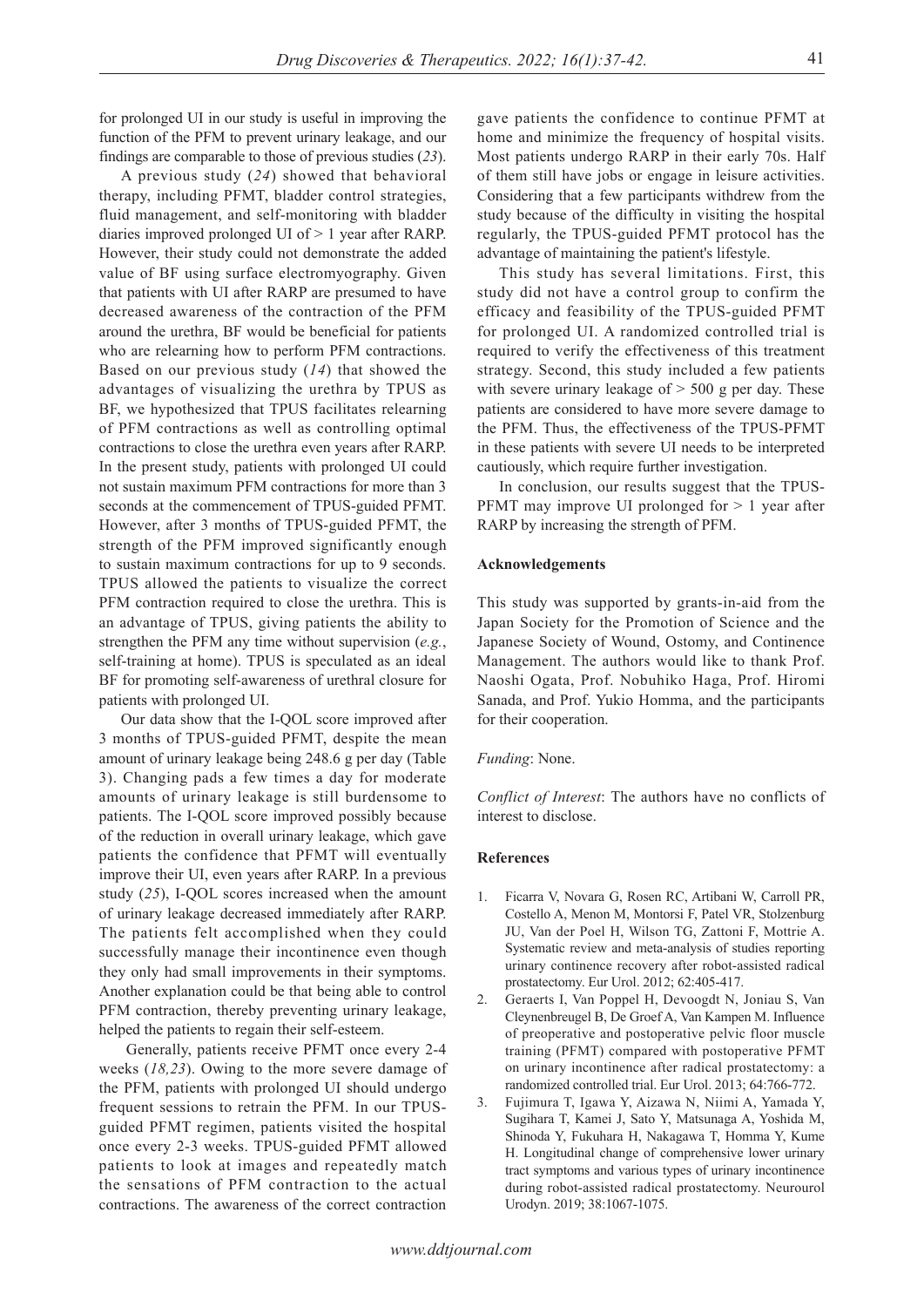for prolonged UI in our study is useful in improving the function of the PFM to prevent urinary leakage, and our findings are comparable to those of previous studies (*23*).

A previous study (*24*) showed that behavioral therapy, including PFMT, bladder control strategies, fluid management, and self-monitoring with bladder diaries improved prolonged UI of > 1 year after RARP. However, their study could not demonstrate the added value of BF using surface electromyography. Given that patients with UI after RARP are presumed to have decreased awareness of the contraction of the PFM around the urethra, BF would be beneficial for patients who are relearning how to perform PFM contractions. Based on our previous study (*14*) that showed the advantages of visualizing the urethra by TPUS as BF, we hypothesized that TPUS facilitates relearning of PFM contractions as well as controlling optimal contractions to close the urethra even years after RARP. In the present study, patients with prolonged UI could not sustain maximum PFM contractions for more than 3 seconds at the commencement of TPUS-guided PFMT. However, after 3 months of TPUS-guided PFMT, the strength of the PFM improved significantly enough to sustain maximum contractions for up to 9 seconds. TPUS allowed the patients to visualize the correct PFM contraction required to close the urethra. This is an advantage of TPUS, giving patients the ability to strengthen the PFM any time without supervision (*e.g.*, self-training at home). TPUS is speculated as an ideal BF for promoting self-awareness of urethral closure for patients with prolonged UI.

Our data show that the I-QOL score improved after 3 months of TPUS-guided PFMT, despite the mean amount of urinary leakage being 248.6 g per day (Table 3). Changing pads a few times a day for moderate amounts of urinary leakage is still burdensome to patients. The I-QOL score improved possibly because of the reduction in overall urinary leakage, which gave patients the confidence that PFMT will eventually improve their UI, even years after RARP. In a previous study (*25*), I-QOL scores increased when the amount of urinary leakage decreased immediately after RARP. The patients felt accomplished when they could successfully manage their incontinence even though they only had small improvements in their symptoms. Another explanation could be that being able to control PFM contraction, thereby preventing urinary leakage, helped the patients to regain their self-esteem.

Generally, patients receive PFMT once every 2-4 weeks (*18,23*). Owing to the more severe damage of the PFM, patients with prolonged UI should undergo frequent sessions to retrain the PFM. In our TPUS-guided PFMT regimen, patients visited the hospital once every 2-3 weeks. TPUS-guided PFMT allowed patients to look at images and repeatedly match the sensations of PFM contraction to the actual contractions. The awareness of the correct contraction gave patients the confidence to continue PFMT at home and minimize the frequency of hospital visits. Most patients undergo RARP in their early 70s. Half of them still have jobs or engage in leisure activities. Considering that a few participants withdrew from the study because of the difficulty in visiting the hospital regularly, the TPUS-guided PFMT protocol has the advantage of maintaining the patient's lifestyle.

This study has several limitations. First, this study did not have a control group to confirm the efficacy and feasibility of the TPUS-guided PFMT for prolonged UI. A randomized controlled trial is required to verify the effectiveness of this treatment strategy. Second, this study included a few patients with severe urinary leakage of > 500 g per day. These patients are considered to have more severe damage to the PFM. Thus, the effectiveness of the TPUS-PFMT in these patients with severe UI needs to be interpreted cautiously, which require further investigation.

In conclusion, our results suggest that the TPUS-PFMT may improve UI prolonged for > 1 year after RARP by increasing the strength of PFM.

#### Acknowledgements

This study was supported by grants-in-aid from the Japan Society for the Promotion of Science and the Japanese Society of Wound, Ostomy, and Continence Management. The authors would like to thank Prof. Naoshi Ogata, Prof. Nobuhiko Haga, Prof. Hiromi Sanada, and Prof. Yukio Homma, and the participants for their cooperation.

*Funding*: None.

*Conflict of Interest*: The authors have no conflicts of interest to disclose.

#### References

1. Ficarra V, Novara G, Rosen RC, Artibani W, Carroll PR, Costello A, Menon M, Montorsi F, Patel VR, Stolzenburg JU, Van der Poel H, Wilson TG, Zattoni F, Mottrie A. Systematic review and meta-analysis of studies reporting urinary continence recovery after robot-assisted radical prostatectomy. Eur Urol. 2012; 62:405-417.
2. Geraerts I, Van Poppel H, Devoogdt N, Joniau S, Van Cleynenbreugel B, De Groef A, Van Kampen M. Influence of preoperative and postoperative pelvic floor muscle training (PFMT) compared with postoperative PFMT on urinary incontinence after radical prostatectomy: a randomized controlled trial. Eur Urol. 2013; 64:766-772.
3. Fujimura T, Igawa Y, Aizawa N, Niimi A, Yamada Y, Sugihara T, Kamei J, Sato Y, Matsunaga A, Yoshida M, Shinoda Y, Fukuhara H, Nakagawa T, Homma Y, Kume H. Longitudinal change of comprehensive lower urinary tract symptoms and various types of urinary incontinence during robot-assisted radical prostatectomy. Neurourol Urodyn. 2019; 38:1067-1075.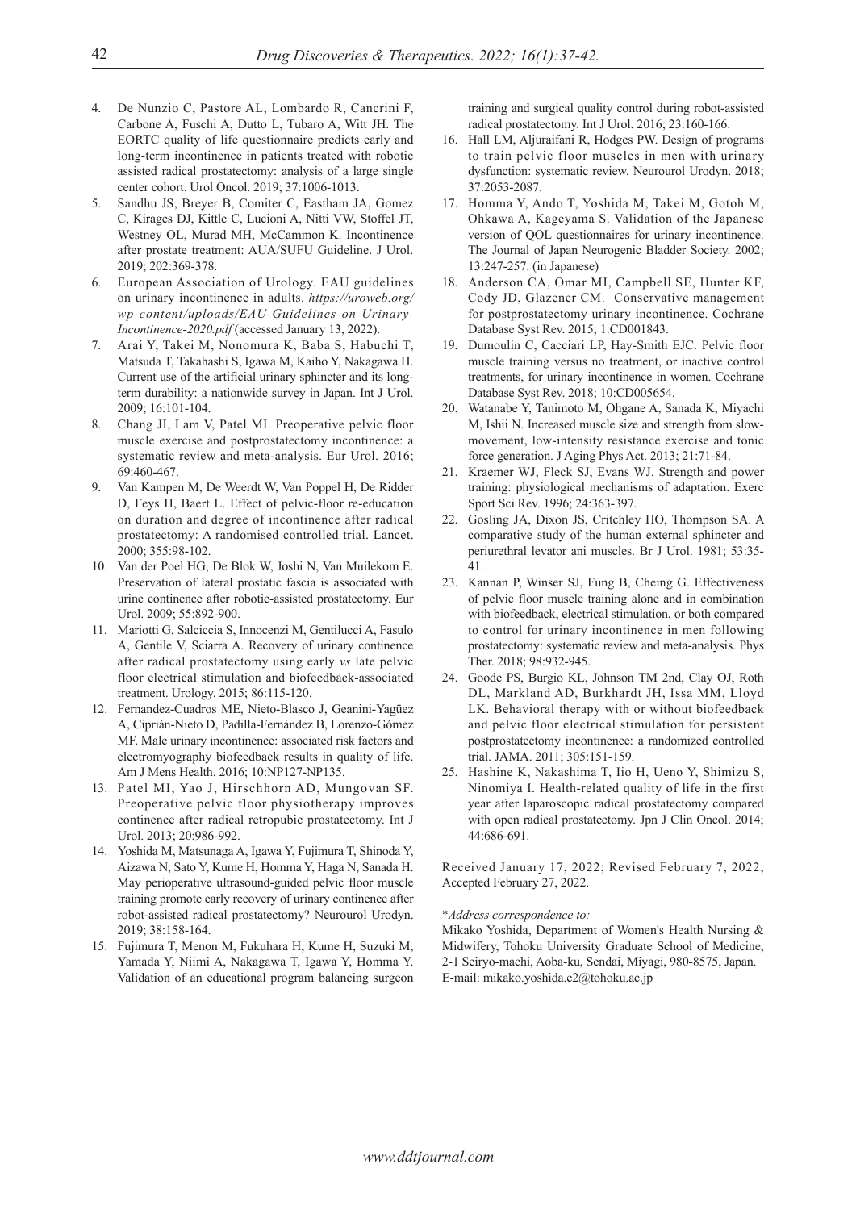4. De Nunzio C, Pastore AL, Lombardo R, Cancrini F, Carbone A, Fuschi A, Dutto L, Tubaro A, Witt JH. The EORTC quality of life questionnaire predicts early and long-term incontinence in patients treated with robotic assisted radical prostatectomy: analysis of a large single center cohort. Urol Oncol. 2019; 37:1006-1013.
5. Sandhu JS, Breyer B, Comiter C, Eastham JA, Gomez C, Kirages DJ, Kittle C, Lucioni A, Nitti VW, Stoffel JT, Westney OL, Murad MH, McCammon K. Incontinence after prostate treatment: AUA/SUFU Guideline. J Urol. 2019; 202:369-378.
6. European Association of Urology. EAU guidelines on urinary incontinence in adults. *https://uroweb.org/wp-content/uploads/EAU-Guidelines-on-Urinary-Incontinence-2020.pdf* (accessed January 13, 2022).
7. Arai Y, Takei M, Nonomura K, Baba S, Habuchi T, Matsuda T, Takahashi S, Igawa M, Kaiho Y, Nakagawa H. Current use of the artificial urinary sphincter and its long-term durability: a nationwide survey in Japan. Int J Urol. 2009; 16:101-104.
8. Chang JI, Lam V, Patel MI. Preoperative pelvic floor muscle exercise and postprostatectomy incontinence: a systematic review and meta-analysis. Eur Urol. 2016; 69:460-467.
9. Van Kampen M, De Weerdt W, Van Poppel H, De Ridder D, Feys H, Baert L. Effect of pelvic-floor re-education on duration and degree of incontinence after radical prostatectomy: A randomised controlled trial. Lancet. 2000; 355:98-102.
10. Van der Poel HG, De Blok W, Joshi N, Van Muilekom E. Preservation of lateral prostatic fascia is associated with urine continence after robotic-assisted prostatectomy. Eur Urol. 2009; 55:892-900.
11. Mariotti G, Salciccia S, Innocenzi M, Gentilucci A, Fasulo A, Gentile V, Sciarra A. Recovery of urinary continence after radical prostatectomy using early *vs* late pelvic floor electrical stimulation and biofeedback-associated treatment. Urology. 2015; 86:115-120.
12. Fernandez-Cuadros ME, Nieto-Blasco J, Geanini-Yagüez A, Ciprián-Nieto D, Padilla-Fernández B, Lorenzo-Gómez MF. Male urinary incontinence: associated risk factors and electromyography biofeedback results in quality of life. Am J Mens Health. 2016; 10:NP127-NP135.
13. Patel MI, Yao J, Hirschhorn AD, Mungovan SF. Preoperative pelvic floor physiotherapy improves continence after radical retropubic prostatectomy. Int J Urol. 2013; 20:986-992.
14. Yoshida M, Matsunaga A, Igawa Y, Fujimura T, Shinoda Y, Aizawa N, Sato Y, Kume H, Homma Y, Haga N, Sanada H. May perioperative ultrasound-guided pelvic floor muscle training promote early recovery of urinary continence after robot-assisted radical prostatectomy? Neurourol Urodyn. 2019; 38:158-164.
15. Fujimura T, Menon M, Fukuhara H, Kume H, Suzuki M, Yamada Y, Niimi A, Nakagawa T, Igawa Y, Homma Y. Validation of an educational program balancing surgeon training and surgical quality control during robot-assisted radical prostatectomy. Int J Urol. 2016; 23:160-166.
16. Hall LM, Aljuraifani R, Hodges PW. Design of programs to train pelvic floor muscles in men with urinary dysfunction: systematic review. Neurourol Urodyn. 2018; 37:2053-2087.
17. Homma Y, Ando T, Yoshida M, Takei M, Gotoh M, Ohkawa A, Kageyama S. Validation of the Japanese version of QOL questionnaires for urinary incontinence. The Journal of Japan Neurogenic Bladder Society. 2002; 13:247-257. (in Japanese)
18. Anderson CA, Omar MI, Campbell SE, Hunter KF, Cody JD, Glazener CM. Conservative management for postprostatectomy urinary incontinence. Cochrane Database Syst Rev. 2015; 1:CD001843.
19. Dumoulin C, Cacciari LP, Hay-Smith EJC. Pelvic floor muscle training versus no treatment, or inactive control treatments, for urinary incontinence in women. Cochrane Database Syst Rev. 2018; 10:CD005654.
20. Watanabe Y, Tanimoto M, Ohgane A, Sanada K, Miyachi M, Ishii N. Increased muscle size and strength from slow-movement, low-intensity resistance exercise and tonic force generation. J Aging Phys Act. 2013; 21:71-84.
21. Kraemer WJ, Fleck SJ, Evans WJ. Strength and power training: physiological mechanisms of adaptation. Exerc Sport Sci Rev. 1996; 24:363-397.
22. Gosling JA, Dixon JS, Critchley HO, Thompson SA. A comparative study of the human external sphincter and periurethral levator ani muscles. Br J Urol. 1981; 53:35-41.
23. Kannan P, Winser SJ, Fung B, Cheing G. Effectiveness of pelvic floor muscle training alone and in combination with biofeedback, electrical stimulation, or both compared to control for urinary incontinence in men following prostatectomy: systematic review and meta-analysis. Phys Ther. 2018; 98:932-945.
24. Goode PS, Burgio KL, Johnson TM 2nd, Clay OJ, Roth DL, Markland AD, Burkhardt JH, Issa MM, Lloyd LK. Behavioral therapy with or without biofeedback and pelvic floor electrical stimulation for persistent postprostatectomy incontinence: a randomized controlled trial. JAMA. 2011; 305:151-159.
25. Hashine K, Nakashima T, Iio H, Ueno Y, Shimizu S, Ninomiya I. Health-related quality of life in the first year after laparoscopic radical prostatectomy compared with open radical prostatectomy. Jpn J Clin Oncol. 2014; 44:686-691.

Received January 17, 2022; Revised February 7, 2022; Accepted February 27, 2022.

*\*Address correspondence to:*
Mikako Yoshida, Department of Women's Health Nursing & Midwifery, Tohoku University Graduate School of Medicine, 2-1 Seiryo-machi, Aoba-ku, Sendai, Miyagi, 980-8575, Japan.
E-mail: mikako.yoshida.e2@tohoku.ac.jp